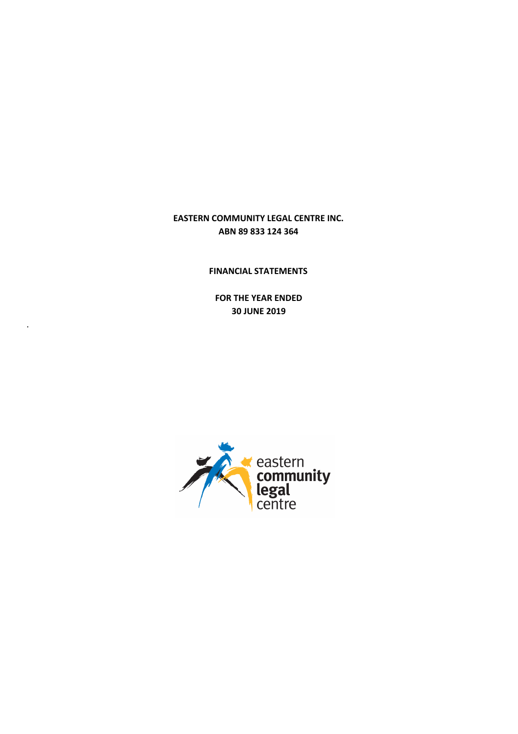**EASTERN COMMUNITY LEGAL CENTRE INC.**
**ABN 89 833 124 364**

**FINANCIAL STATEMENTS**

**FOR THE YEAR ENDED**
**30 JUNE 2019**

.

eastern
community
legal
centre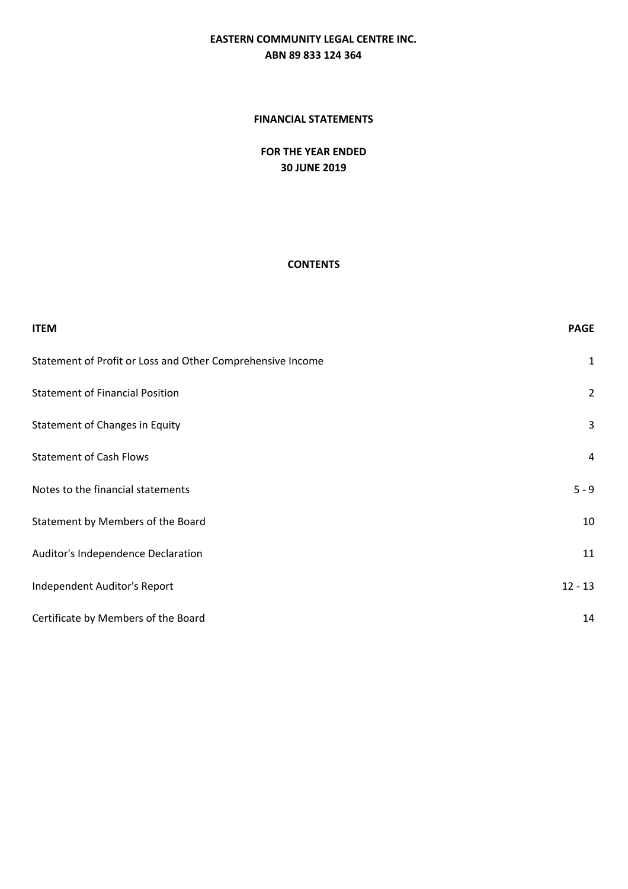# EASTERN COMMUNITY LEGAL CENTRE INC.
## ABN 89 833 124 364

### FINANCIAL STATEMENTS

### FOR THE YEAR ENDED 30 JUNE 2019

### CONTENTS

| ITEM | PAGE |
|---|---|
| Statement of Profit or Loss and Other Comprehensive Income | 1 |
| Statement of Financial Position | 2 |
| Statement of Changes in Equity | 3 |
| Statement of Cash Flows | 4 |
| Notes to the financial statements | 5 - 9 |
| Statement by Members of the Board | 10 |
| Auditor's Independence Declaration | 11 |
| Independent Auditor's Report | 12 - 13 |
| Certificate by Members of the Board | 14 |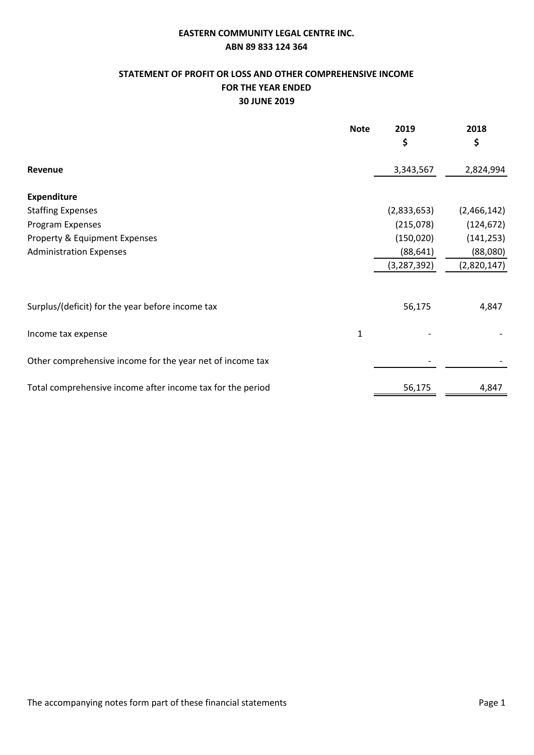**EASTERN COMMUNITY LEGAL CENTRE INC.**

**ABN 89 833 124 364**

## STATEMENT OF PROFIT OR LOSS AND OTHER COMPREHENSIVE INCOME FOR THE YEAR ENDED 30 JUNE 2019

| | Note | 2019 $ | 2018 $ |
|---|---|---|---|
| **Revenue** | | 3,343,567 | 2,824,994 |
| **Expenditure** | | | |
| Staffing Expenses | | (2,833,653) | (2,466,142) |
| Program Expenses | | (215,078) | (124,672) |
| Property & Equipment Expenses | | (150,020) | (141,253) |
| Administration Expenses | | (88,641) | (88,080) |
| | | (3,287,392) | (2,820,147) |
| Surplus/(deficit) for the year before income tax | | 56,175 | 4,847 |
| Income tax expense | 1 | - | - |
| Other comprehensive income for the year net of income tax | | - | - |
| Total comprehensive income after income tax for the period | | 56,175 | 4,847 |

The accompanying notes form part of these financial statements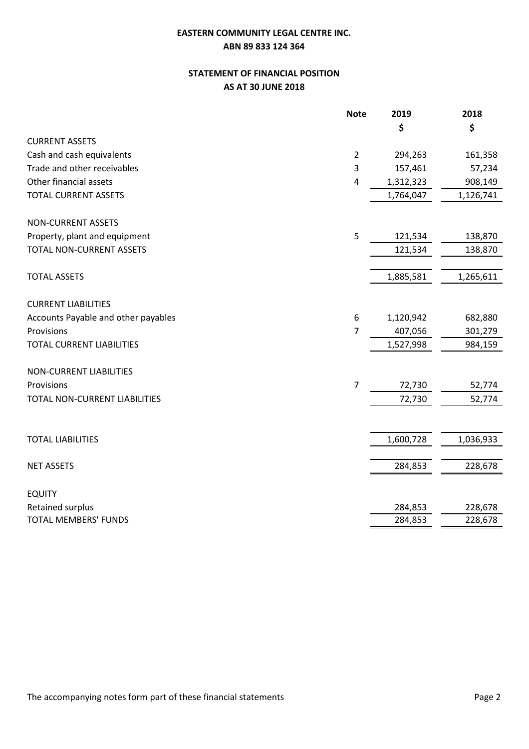**EASTERN COMMUNITY LEGAL CENTRE INC.**

**ABN 89 833 124 364**

**STATEMENT OF FINANCIAL POSITION**

**AS AT 30 JUNE 2018**

| | Note | 2019 | 2018 |
|---|---|---|---|
| | | $ | $ |
| CURRENT ASSETS | | | |
| Cash and cash equivalents | 2 | 294,263 | 161,358 |
| Trade and other receivables | 3 | 157,461 | 57,234 |
| Other financial assets | 4 | 1,312,323 | 908,149 |
| TOTAL CURRENT ASSETS | | 1,764,047 | 1,126,741 |
| | | | |
| NON-CURRENT ASSETS | | | |
| Property, plant and equipment | 5 | 121,534 | 138,870 |
| TOTAL NON-CURRENT ASSETS | | 121,534 | 138,870 |
| | | | |
| TOTAL ASSETS | | 1,885,581 | 1,265,611 |
| | | | |
| CURRENT LIABILITIES | | | |
| Accounts Payable and other payables | 6 | 1,120,942 | 682,880 |
| Provisions | 7 | 407,056 | 301,279 |
| TOTAL CURRENT LIABILITIES | | 1,527,998 | 984,159 |
| | | | |
| NON-CURRENT LIABILITIES | | | |
| Provisions | 7 | 72,730 | 52,774 |
| TOTAL NON-CURRENT LIABILITIES | | 72,730 | 52,774 |
| | | | |
| TOTAL LIABILITIES | | 1,600,728 | 1,036,933 |
| | | | |
| NET ASSETS | | 284,853 | 228,678 |
| | | | |
| EQUITY | | | |
| Retained surplus | | 284,853 | 228,678 |
| TOTAL MEMBERS' FUNDS | | 284,853 | 228,678 |

The accompanying notes form part of these financial statements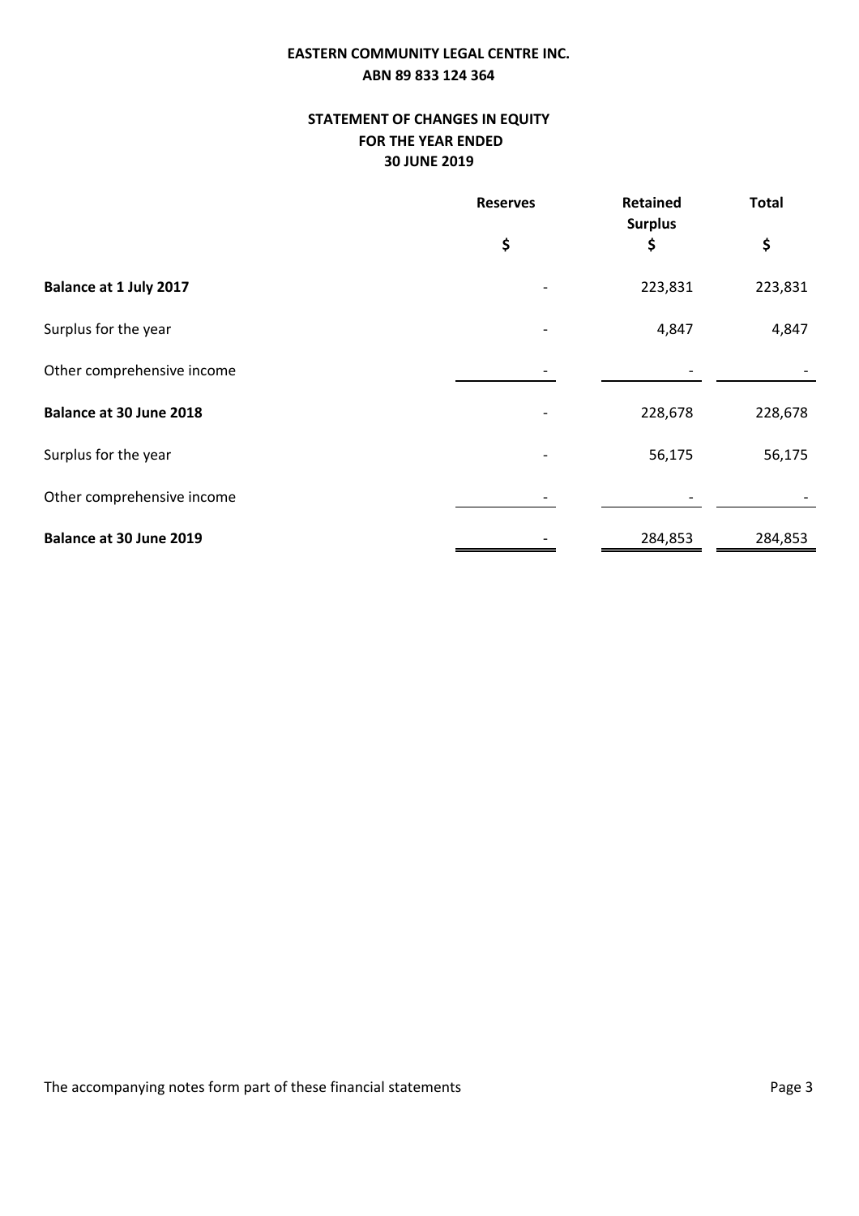**EASTERN COMMUNITY LEGAL CENTRE INC.**
**ABN 89 833 124 364**

## STATEMENT OF CHANGES IN EQUITY FOR THE YEAR ENDED 30 JUNE 2019

| | Reserves | Retained Surplus | Total |
|---|---|---|---|
| | $ | $ | $ |
| **Balance at 1 July 2017** | - | 223,831 | 223,831 |
| Surplus for the year | - | 4,847 | 4,847 |
| Other comprehensive income | - | - | - |
| **Balance at 30 June 2018** | - | 228,678 | 228,678 |
| Surplus for the year | - | 56,175 | 56,175 |
| Other comprehensive income | - | - | - |
| **Balance at 30 June 2019** | - | 284,853 | 284,853 |

The accompanying notes form part of these financial statements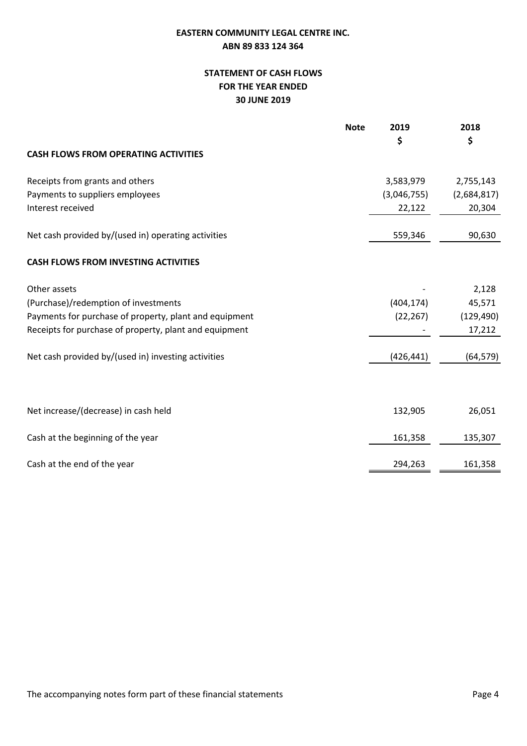**EASTERN COMMUNITY LEGAL CENTRE INC.**
**ABN 89 833 124 364**

## STATEMENT OF CASH FLOWS FOR THE YEAR ENDED 30 JUNE 2019

| | Note | 2019 $ | 2018 $ |
|---|---|---|---|
| **CASH FLOWS FROM OPERATING ACTIVITIES** | | | |
| Receipts from grants and others | | 3,583,979 | 2,755,143 |
| Payments to suppliers employees | | (3,046,755) | (2,684,817) |
| Interest received | | 22,122 | 20,304 |
| Net cash provided by/(used in) operating activities | | 559,346 | 90,630 |
| **CASH FLOWS FROM INVESTING ACTIVITIES** | | | |
| Other assets | | - | 2,128 |
| (Purchase)/redemption of investments | | (404,174) | 45,571 |
| Payments for purchase of property, plant and equipment | | (22,267) | (129,490) |
| Receipts for purchase of property, plant and equipment | | - | 17,212 |
| Net cash provided by/(used in) investing activities | | (426,441) | (64,579) |
| Net increase/(decrease) in cash held | | 132,905 | 26,051 |
| Cash at the beginning of the year | | 161,358 | 135,307 |
| Cash at the end of the year | | 294,263 | 161,358 |

The accompanying notes form part of these financial statements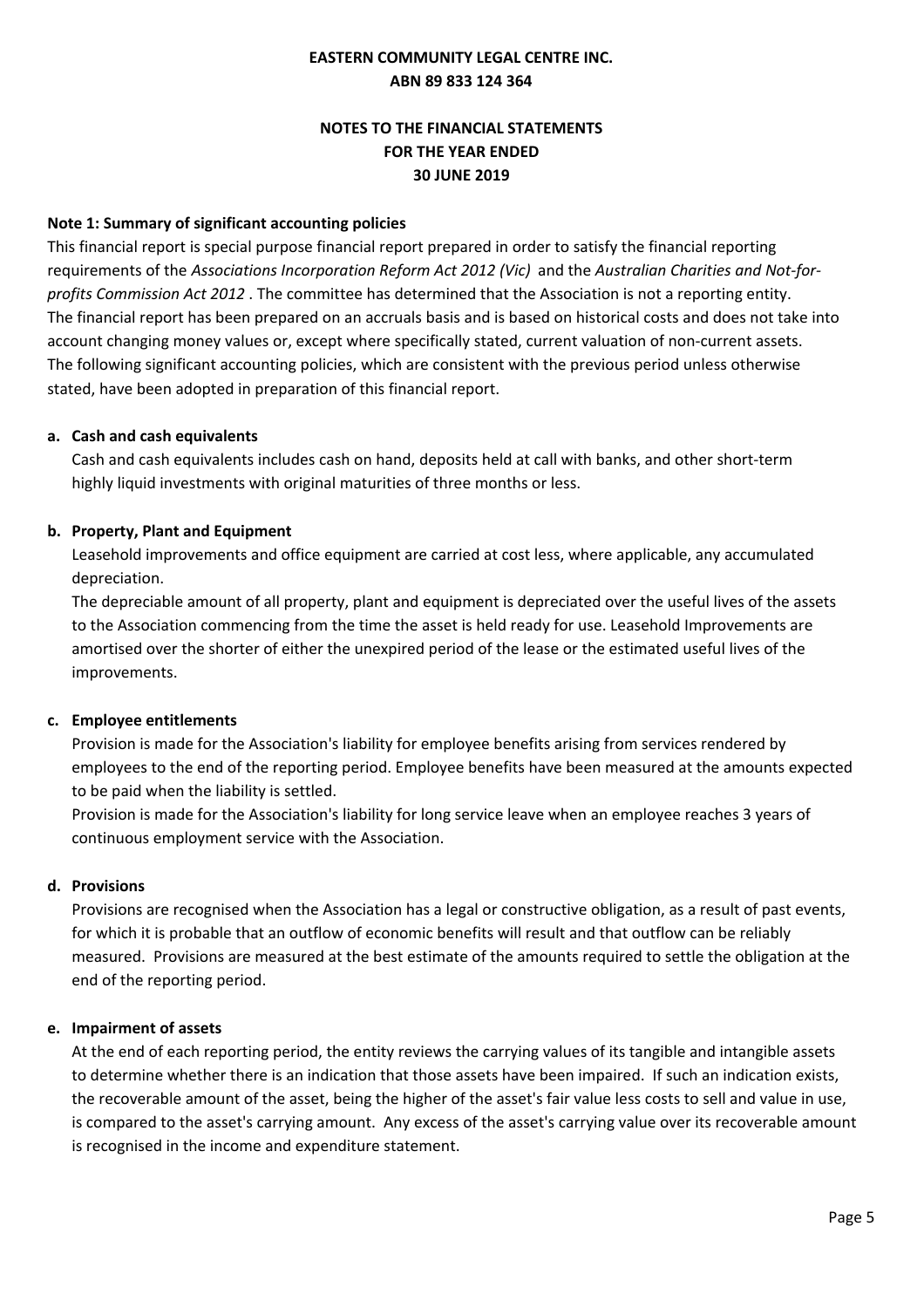**EASTERN COMMUNITY LEGAL CENTRE INC.**
**ABN 89 833 124 364**

**NOTES TO THE FINANCIAL STATEMENTS**
**FOR THE YEAR ENDED**
**30 JUNE 2019**

**Note 1: Summary of significant accounting policies**

This financial report is special purpose financial report prepared in order to satisfy the financial reporting requirements of the *Associations Incorporation Reform Act 2012 (Vic)* and the *Australian Charities and Not-for-profits Commission Act 2012* . The committee has determined that the Association is not a reporting entity. The financial report has been prepared on an accruals basis and is based on historical costs and does not take into account changing money values or, except where specifically stated, current valuation of non-current assets. The following significant accounting policies, which are consistent with the previous period unless otherwise stated, have been adopted in preparation of this financial report.

**a. Cash and cash equivalents**

Cash and cash equivalents includes cash on hand, deposits held at call with banks, and other short-term highly liquid investments with original maturities of three months or less.

**b. Property, Plant and Equipment**

Leasehold improvements and office equipment are carried at cost less, where applicable, any accumulated depreciation.

The depreciable amount of all property, plant and equipment is depreciated over the useful lives of the assets to the Association commencing from the time the asset is held ready for use. Leasehold Improvements are amortised over the shorter of either the unexpired period of the lease or the estimated useful lives of the improvements.

**c. Employee entitlements**

Provision is made for the Association's liability for employee benefits arising from services rendered by employees to the end of the reporting period. Employee benefits have been measured at the amounts expected to be paid when the liability is settled.

Provision is made for the Association's liability for long service leave when an employee reaches 3 years of continuous employment service with the Association.

**d. Provisions**

Provisions are recognised when the Association has a legal or constructive obligation, as a result of past events, for which it is probable that an outflow of economic benefits will result and that outflow can be reliably measured. Provisions are measured at the best estimate of the amounts required to settle the obligation at the end of the reporting period.

**e. Impairment of assets**

At the end of each reporting period, the entity reviews the carrying values of its tangible and intangible assets to determine whether there is an indication that those assets have been impaired. If such an indication exists, the recoverable amount of the asset, being the higher of the asset's fair value less costs to sell and value in use, is compared to the asset's carrying amount. Any excess of the asset's carrying value over its recoverable amount is recognised in the income and expenditure statement.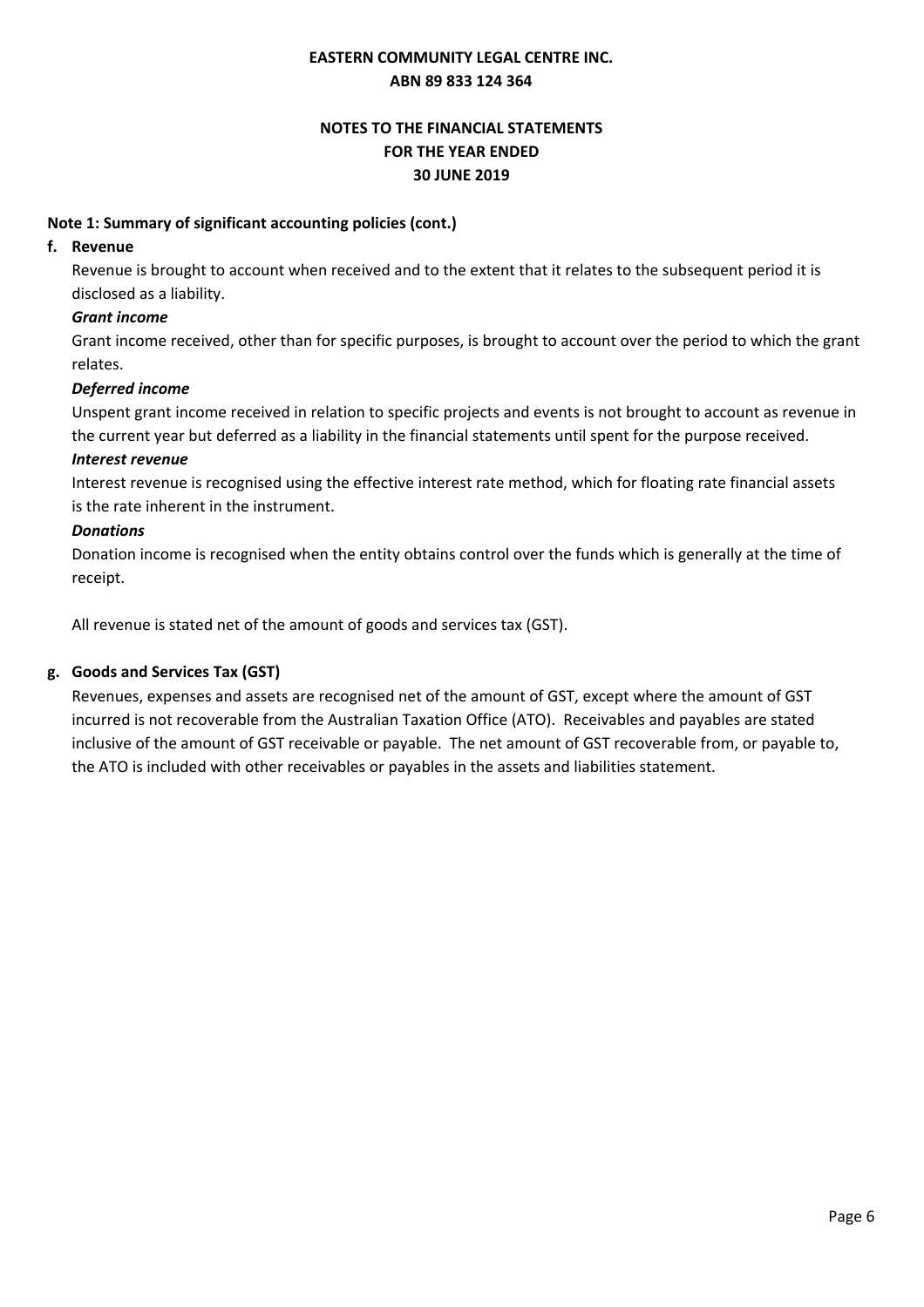**EASTERN COMMUNITY LEGAL CENTRE INC.**
**ABN 89 833 124 364**

**NOTES TO THE FINANCIAL STATEMENTS**
**FOR THE YEAR ENDED**
**30 JUNE 2019**

**Note 1: Summary of significant accounting policies (cont.)**

**f. Revenue**

Revenue is brought to account when received and to the extent that it relates to the subsequent period it is disclosed as a liability.

***Grant income***

Grant income received, other than for specific purposes, is brought to account over the period to which the grant relates.

***Deferred income***

Unspent grant income received in relation to specific projects and events is not brought to account as revenue in the current year but deferred as a liability in the financial statements until spent for the purpose received.

***Interest revenue***

Interest revenue is recognised using the effective interest rate method, which for floating rate financial assets is the rate inherent in the instrument.

***Donations***

Donation income is recognised when the entity obtains control over the funds which is generally at the time of receipt.

All revenue is stated net of the amount of goods and services tax (GST).

**g. Goods and Services Tax (GST)**

Revenues, expenses and assets are recognised net of the amount of GST, except where the amount of GST incurred is not recoverable from the Australian Taxation Office (ATO). Receivables and payables are stated inclusive of the amount of GST receivable or payable. The net amount of GST recoverable from, or payable to, the ATO is included with other receivables or payables in the assets and liabilities statement.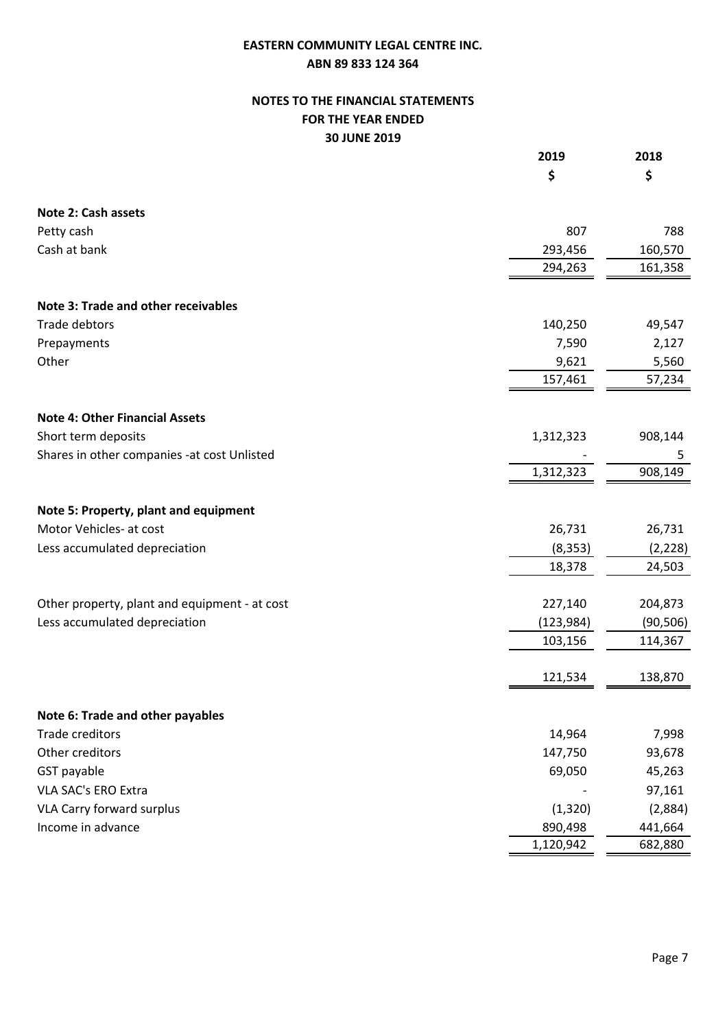**EASTERN COMMUNITY LEGAL CENTRE INC.**
**ABN 89 833 124 364**

**NOTES TO THE FINANCIAL STATEMENTS**
**FOR THE YEAR ENDED**
**30 JUNE 2019**

| | 2019 | 2018 |
|---|---|---|
| | $ | $ |
| **Note 2: Cash assets** | | |
| Petty cash | 807 | 788 |
| Cash at bank | 293,456 | 160,570 |
| | 294,263 | 161,358 |
| **Note 3: Trade and other receivables** | | |
| Trade debtors | 140,250 | 49,547 |
| Prepayments | 7,590 | 2,127 |
| Other | 9,621 | 5,560 |
| | 157,461 | 57,234 |
| **Note 4: Other Financial Assets** | | |
| Short term deposits | 1,312,323 | 908,144 |
| Shares in other companies -at cost Unlisted | - | 5 |
| | 1,312,323 | 908,149 |
| **Note 5: Property, plant and equipment** | | |
| Motor Vehicles- at cost | 26,731 | 26,731 |
| Less accumulated depreciation | (8,353) | (2,228) |
| | 18,378 | 24,503 |
| Other property, plant and equipment - at cost | 227,140 | 204,873 |
| Less accumulated depreciation | (123,984) | (90,506) |
| | 103,156 | 114,367 |
| | 121,534 | 138,870 |
| **Note 6: Trade and other payables** | | |
| Trade creditors | 14,964 | 7,998 |
| Other creditors | 147,750 | 93,678 |
| GST payable | 69,050 | 45,263 |
| VLA SAC's ERO Extra | - | 97,161 |
| VLA Carry forward surplus | (1,320) | (2,884) |
| Income in advance | 890,498 | 441,664 |
| | 1,120,942 | 682,880 |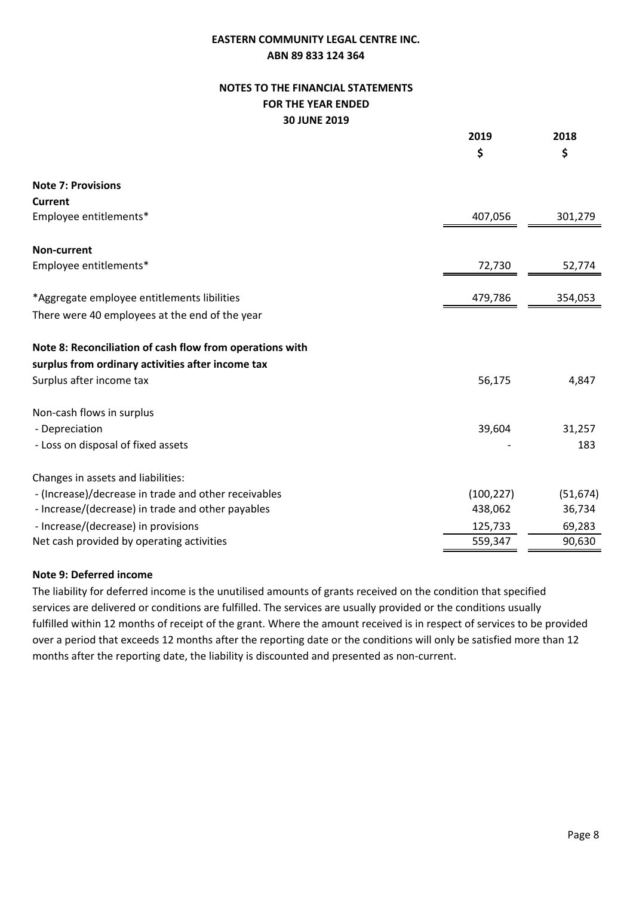**EASTERN COMMUNITY LEGAL CENTRE INC.**
**ABN 89 833 124 364**

## NOTES TO THE FINANCIAL STATEMENTS FOR THE YEAR ENDED 30 JUNE 2019

| | 2019 | 2018 |
|---|---|---|
| | $ | $ |
| **Note 7: Provisions** | | |
| **Current** | | |
| Employee entitlements* | 407,056 | 301,279 |
| **Non-current** | | |
| Employee entitlements* | 72,730 | 52,774 |
| *Aggregate employee entitlements libilities | 479,786 | 354,053 |
| There were 40 employees at the end of the year | | |
| **Note 8: Reconciliation of cash flow from operations with surplus from ordinary activities after income tax** | | |
| Surplus after income tax | 56,175 | 4,847 |
| Non-cash flows in surplus | | |
| - Depreciation | 39,604 | 31,257 |
| - Loss on disposal of fixed assets | - | 183 |
| Changes in assets and liabilities: | | |
| - (Increase)/decrease in trade and other receivables | (100,227) | (51,674) |
| - Increase/(decrease) in trade and other payables | 438,062 | 36,734 |
| - Increase/(decrease) in provisions | 125,733 | 69,283 |
| Net cash provided by operating activities | 559,347 | 90,630 |

**Note 9: Deferred income**

The liability for deferred income is the unutilised amounts of grants received on the condition that specified services are delivered or conditions are fulfilled. The services are usually provided or the conditions usually fulfilled within 12 months of receipt of the grant. Where the amount received is in respect of services to be provided over a period that exceeds 12 months after the reporting date or the conditions will only be satisfied more than 12 months after the reporting date, the liability is discounted and presented as non-current.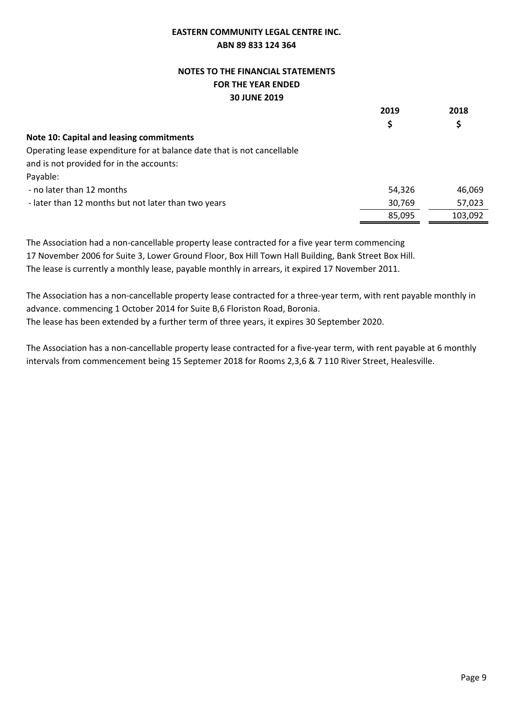**EASTERN COMMUNITY LEGAL CENTRE INC.**
**ABN 89 833 124 364**

## NOTES TO THE FINANCIAL STATEMENTS FOR THE YEAR ENDED 30 JUNE 2019

| | 2019 | 2018 |
|---|---|---|
| | $ | $ |
| **Note 10: Capital and leasing commitments** | | |
| Operating lease expenditure for at balance date that is not cancellable and is not provided for in the accounts: | | |
| Payable: | | |
| - no later than 12 months | 54,326 | 46,069 |
| - later than 12 months but not later than two years | 30,769 | 57,023 |
| | 85,095 | 103,092 |

The Association had a non-cancellable property lease contracted for a five year term commencing 17 November 2006 for Suite 3, Lower Ground Floor, Box Hill Town Hall Building, Bank Street Box Hill. The lease is currently a monthly lease, payable monthly in arrears, it expired 17 November 2011.

The Association has a non-cancellable property lease contracted for a three-year term, with rent payable monthly in advance. commencing 1 October 2014 for Suite B,6 Floriston Road, Boronia. The lease has been extended by a further term of three years, it expires 30 September 2020.

The Association has a non-cancellable property lease contracted for a five-year term, with rent payable at 6 monthly intervals from commencement being 15 Septemer 2018 for Rooms 2,3,6 & 7 110 River Street, Healesville.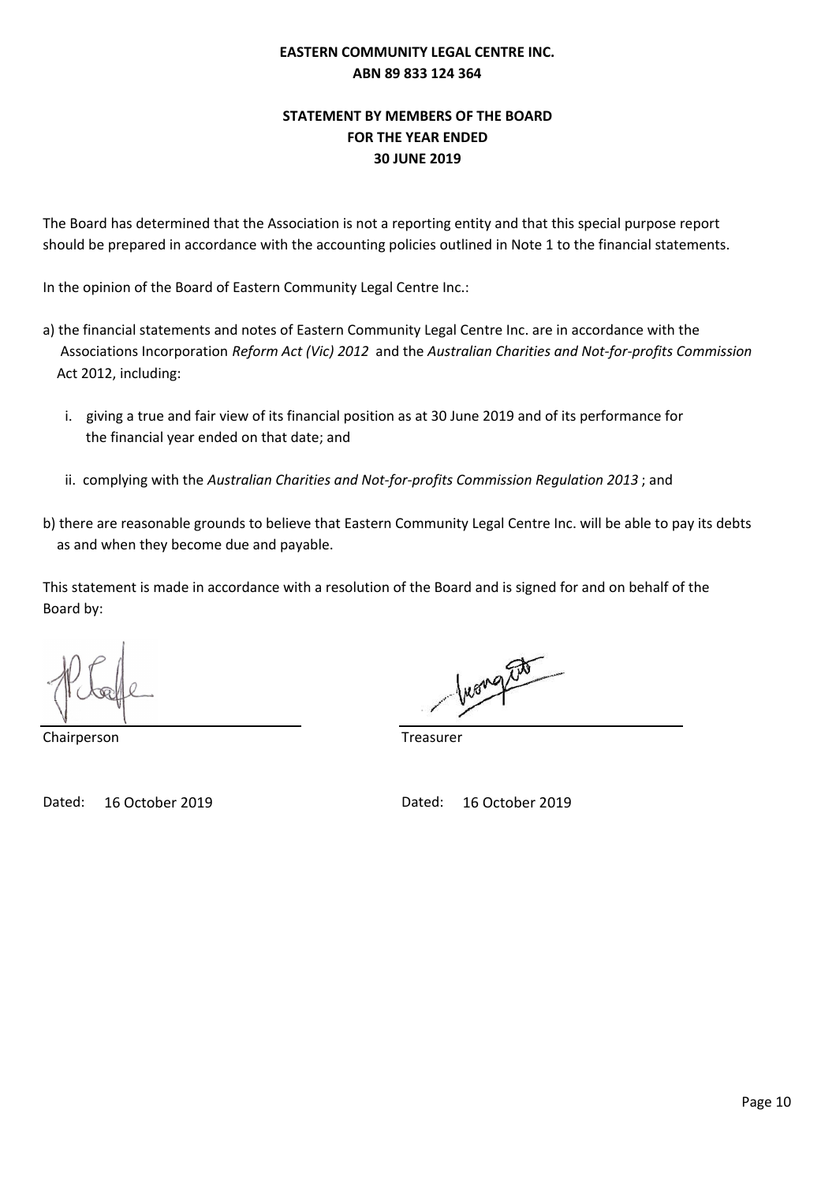**EASTERN COMMUNITY LEGAL CENTRE INC.**
**ABN 89 833 124 364**

## STATEMENT BY MEMBERS OF THE BOARD FOR THE YEAR ENDED 30 JUNE 2019

The Board has determined that the Association is not a reporting entity and that this special purpose report should be prepared in accordance with the accounting policies outlined in Note 1 to the financial statements.

In the opinion of the Board of Eastern Community Legal Centre Inc.:

a) the financial statements and notes of Eastern Community Legal Centre Inc. are in accordance with the Associations Incorporation *Reform Act (Vic) 2012* and the *Australian Charities and Not-for-profits Commission* Act 2012, including:

   i. giving a true and fair view of its financial position as at 30 June 2019 and of its performance for the financial year ended on that date; and

   ii. complying with the *Australian Charities and Not-for-profits Commission Regulation 2013* ; and

b) there are reasonable grounds to believe that Eastern Community Legal Centre Inc. will be able to pay its debts as and when they become due and payable.

This statement is made in accordance with a resolution of the Board and is signed for and on behalf of the Board by:

Chairperson

Dated: 16 October 2019

Treasurer

Dated: 16 October 2019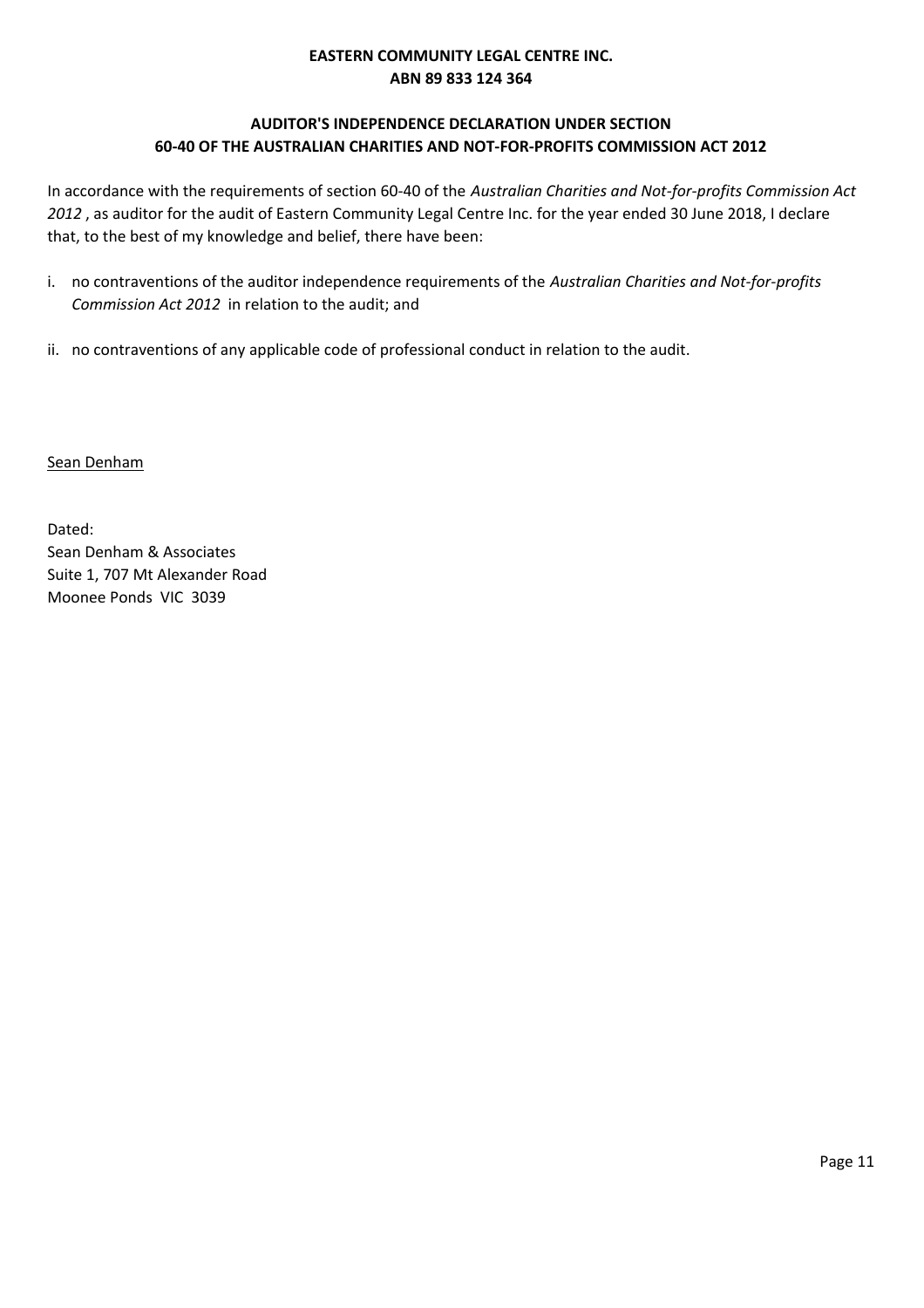**EASTERN COMMUNITY LEGAL CENTRE INC.**
**ABN 89 833 124 364**

## AUDITOR'S INDEPENDENCE DECLARATION UNDER SECTION 60-40 OF THE AUSTRALIAN CHARITIES AND NOT-FOR-PROFITS COMMISSION ACT 2012

In accordance with the requirements of section 60-40 of the *Australian Charities and Not-for-profits Commission Act 2012* , as auditor for the audit of Eastern Community Legal Centre Inc. for the year ended 30 June 2018, I declare that, to the best of my knowledge and belief, there have been:

i. no contraventions of the auditor independence requirements of the *Australian Charities and Not-for-profits Commission Act 2012* in relation to the audit; and

ii. no contraventions of any applicable code of professional conduct in relation to the audit.

Sean Denham

Dated:
Sean Denham & Associates
Suite 1, 707 Mt Alexander Road
Moonee Ponds VIC 3039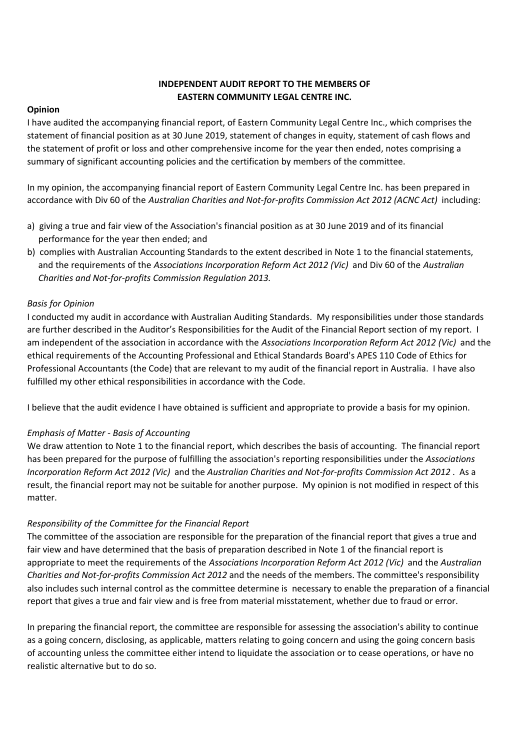**INDEPENDENT AUDIT REPORT TO THE MEMBERS OF EASTERN COMMUNITY LEGAL CENTRE INC.**

**Opinion**

I have audited the accompanying financial report, of Eastern Community Legal Centre Inc., which comprises the statement of financial position as at 30 June 2019, statement of changes in equity, statement of cash flows and the statement of profit or loss and other comprehensive income for the year then ended, notes comprising a summary of significant accounting policies and the certification by members of the committee.

In my opinion, the accompanying financial report of Eastern Community Legal Centre Inc. has been prepared in accordance with Div 60 of the *Australian Charities and Not-for-profits Commission Act 2012 (ACNC Act)* including:

a) giving a true and fair view of the Association's financial position as at 30 June 2019 and of its financial performance for the year then ended; and
b) complies with Australian Accounting Standards to the extent described in Note 1 to the financial statements, and the requirements of the *Associations Incorporation Reform Act 2012 (Vic)* and Div 60 of the *Australian Charities and Not-for-profits Commission Regulation 2013.*

*Basis for Opinion*

I conducted my audit in accordance with Australian Auditing Standards. My responsibilities under those standards are further described in the Auditor's Responsibilities for the Audit of the Financial Report section of my report. I am independent of the association in accordance with the *Associations Incorporation Reform Act 2012 (Vic)* and the ethical requirements of the Accounting Professional and Ethical Standards Board's APES 110 Code of Ethics for Professional Accountants (the Code) that are relevant to my audit of the financial report in Australia. I have also fulfilled my other ethical responsibilities in accordance with the Code.

I believe that the audit evidence I have obtained is sufficient and appropriate to provide a basis for my opinion.

*Emphasis of Matter - Basis of Accounting*

We draw attention to Note 1 to the financial report, which describes the basis of accounting. The financial report has been prepared for the purpose of fulfilling the association's reporting responsibilities under the *Associations Incorporation Reform Act 2012 (Vic)* and the *Australian Charities and Not-for-profits Commission Act 2012* . As a result, the financial report may not be suitable for another purpose. My opinion is not modified in respect of this matter.

*Responsibility of the Committee for the Financial Report*

The committee of the association are responsible for the preparation of the financial report that gives a true and fair view and have determined that the basis of preparation described in Note 1 of the financial report is appropriate to meet the requirements of the *Associations Incorporation Reform Act 2012 (Vic)* and the *Australian Charities and Not-for-profits Commission Act 2012* and the needs of the members. The committee's responsibility also includes such internal control as the committee determine is necessary to enable the preparation of a financial report that gives a true and fair view and is free from material misstatement, whether due to fraud or error.

In preparing the financial report, the committee are responsible for assessing the association's ability to continue as a going concern, disclosing, as applicable, matters relating to going concern and using the going concern basis of accounting unless the committee either intend to liquidate the association or to cease operations, or have no realistic alternative but to do so.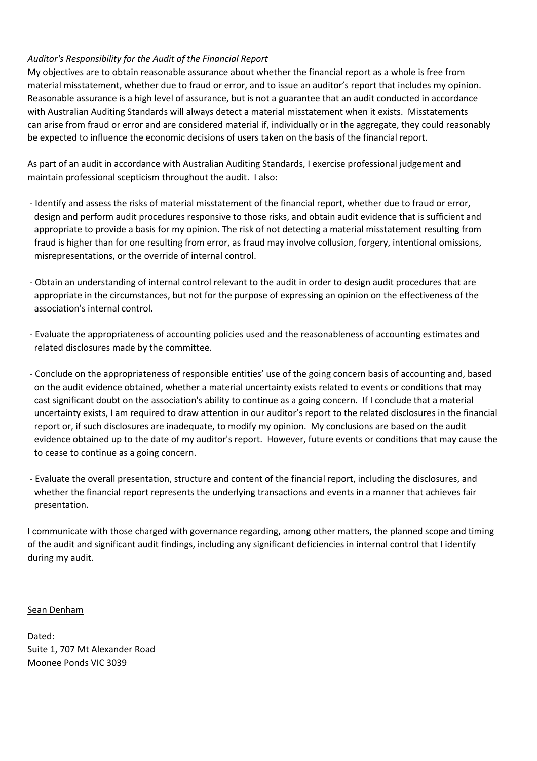*Auditor's Responsibility for the Audit of the Financial Report*

My objectives are to obtain reasonable assurance about whether the financial report as a whole is free from material misstatement, whether due to fraud or error, and to issue an auditor's report that includes my opinion. Reasonable assurance is a high level of assurance, but is not a guarantee that an audit conducted in accordance with Australian Auditing Standards will always detect a material misstatement when it exists. Misstatements can arise from fraud or error and are considered material if, individually or in the aggregate, they could reasonably be expected to influence the economic decisions of users taken on the basis of the financial report.

As part of an audit in accordance with Australian Auditing Standards, I exercise professional judgement and maintain professional scepticism throughout the audit. I also:

- Identify and assess the risks of material misstatement of the financial report, whether due to fraud or error, design and perform audit procedures responsive to those risks, and obtain audit evidence that is sufficient and appropriate to provide a basis for my opinion. The risk of not detecting a material misstatement resulting from fraud is higher than for one resulting from error, as fraud may involve collusion, forgery, intentional omissions, misrepresentations, or the override of internal control.

- Obtain an understanding of internal control relevant to the audit in order to design audit procedures that are appropriate in the circumstances, but not for the purpose of expressing an opinion on the effectiveness of the association's internal control.

- Evaluate the appropriateness of accounting policies used and the reasonableness of accounting estimates and related disclosures made by the committee.

- Conclude on the appropriateness of responsible entities' use of the going concern basis of accounting and, based on the audit evidence obtained, whether a material uncertainty exists related to events or conditions that may cast significant doubt on the association's ability to continue as a going concern. If I conclude that a material uncertainty exists, I am required to draw attention in our auditor's report to the related disclosures in the financial report or, if such disclosures are inadequate, to modify my opinion. My conclusions are based on the audit evidence obtained up to the date of my auditor's report. However, future events or conditions that may cause the to cease to continue as a going concern.

- Evaluate the overall presentation, structure and content of the financial report, including the disclosures, and whether the financial report represents the underlying transactions and events in a manner that achieves fair presentation.

I communicate with those charged with governance regarding, among other matters, the planned scope and timing of the audit and significant audit findings, including any significant deficiencies in internal control that I identify during my audit.

Sean Denham

Dated:
Suite 1, 707 Mt Alexander Road
Moonee Ponds VIC 3039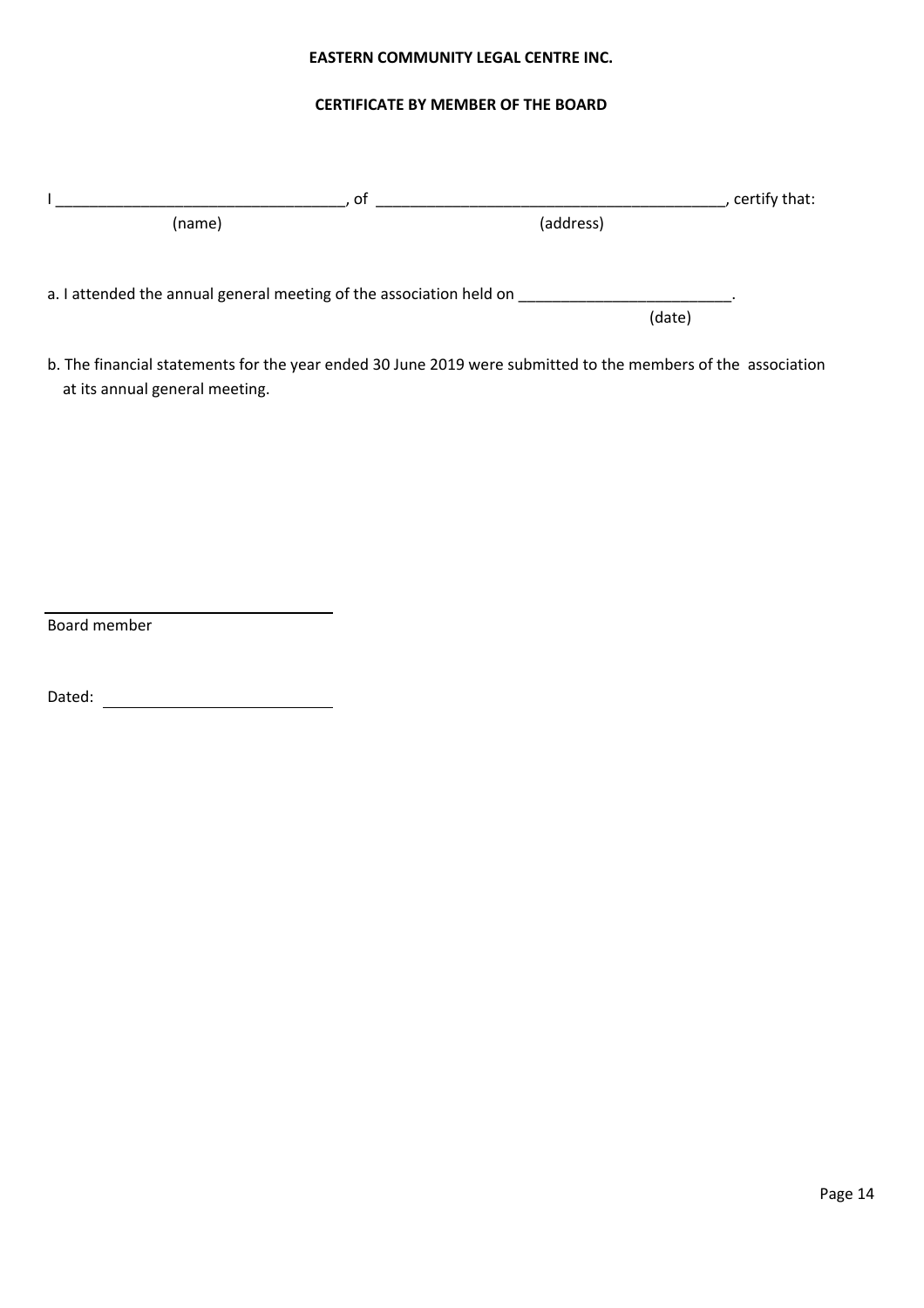**EASTERN COMMUNITY LEGAL CENTRE INC.**

**CERTIFICATE BY MEMBER OF THE BOARD**

I ________________________________, of ________________________________________, certify that:
(name) (address)

a. I attended the annual general meeting of the association held on ________________________.
(date)

b. The financial statements for the year ended 30 June 2019 were submitted to the members of the association at its annual general meeting.

________________________________
Board member

Dated: ________________________